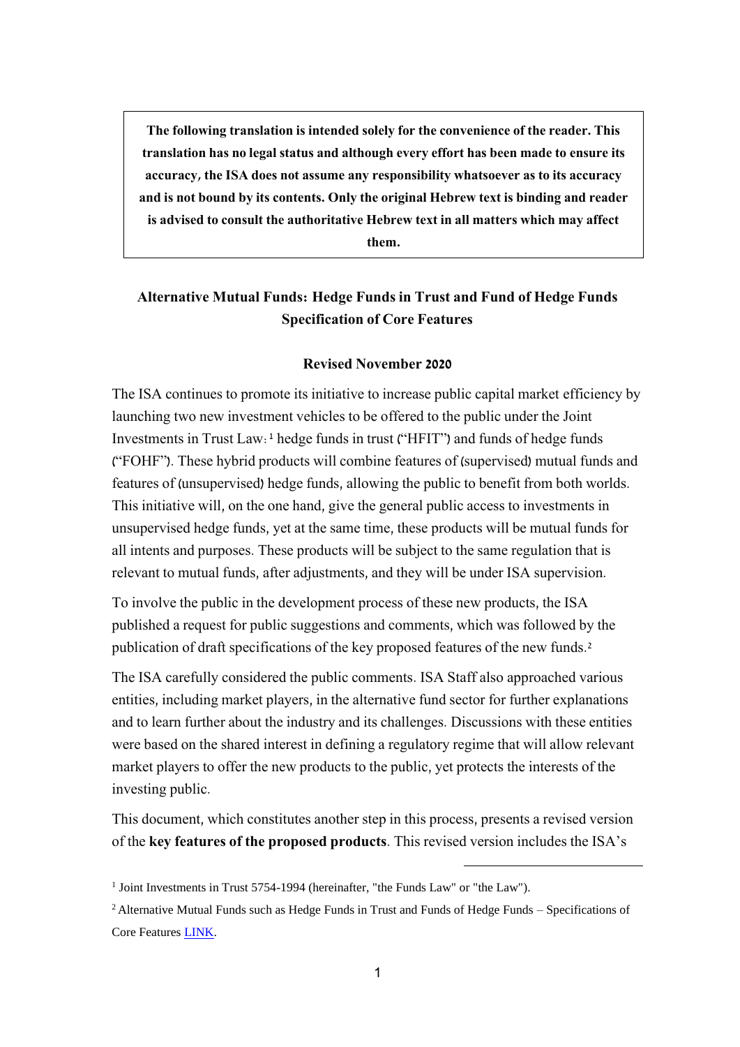**The following translation is intended solely for the convenience of the reader. This translation has no legal status and although every effort has been made to ensure its accuracy, the ISA does not assume any responsibility whatsoever as to its accuracy and is not bound by its contents. Only the original Hebrew text is binding and reader is advised to consult the authoritative Hebrew text in all matters which may affect them.**

# Alternative Mutual Funds: Hedge Funds in Trust and Fund of Hedge Funds Specification of Core Features

**Revised November 2020**

The ISA continues to promote its initiative to increase public capital market efficiency by launching two new investment vehicles to be offered to the public under the Joint Investments in Trust Law:[1] hedge funds in trust ("HFIT") and funds of hedge funds ("FOHF"). These hybrid products will combine features of (supervised) mutual funds and features of (unsupervised) hedge funds, allowing the public to benefit from both worlds. This initiative will, on the one hand, give the general public access to investments in unsupervised hedge funds, yet at the same time, these products will be mutual funds for all intents and purposes. These products will be subject to the same regulation that is relevant to mutual funds, after adjustments, and they will be under ISA supervision.

To involve the public in the development process of these new products, the ISA published a request for public suggestions and comments, which was followed by the publication of draft specifications of the key proposed features of the new funds.[2]

The ISA carefully considered the public comments. ISA Staff also approached various entities, including market players, in the alternative fund sector for further explanations and to learn further about the industry and its challenges. Discussions with these entities were based on the shared interest in defining a regulatory regime that will allow relevant market players to offer the new products to the public, yet protects the interests of the investing public.

This document, which constitutes another step in this process, presents a revised version of the **key features of the proposed products**. This revised version includes the ISA's

---

[1] Joint Investments in Trust 5754-1994 (hereinafter, "the Funds Law" or "the Law").

[2] Alternative Mutual Funds such as Hedge Funds in Trust and Funds of Hedge Funds – Specifications of Core Features LINK.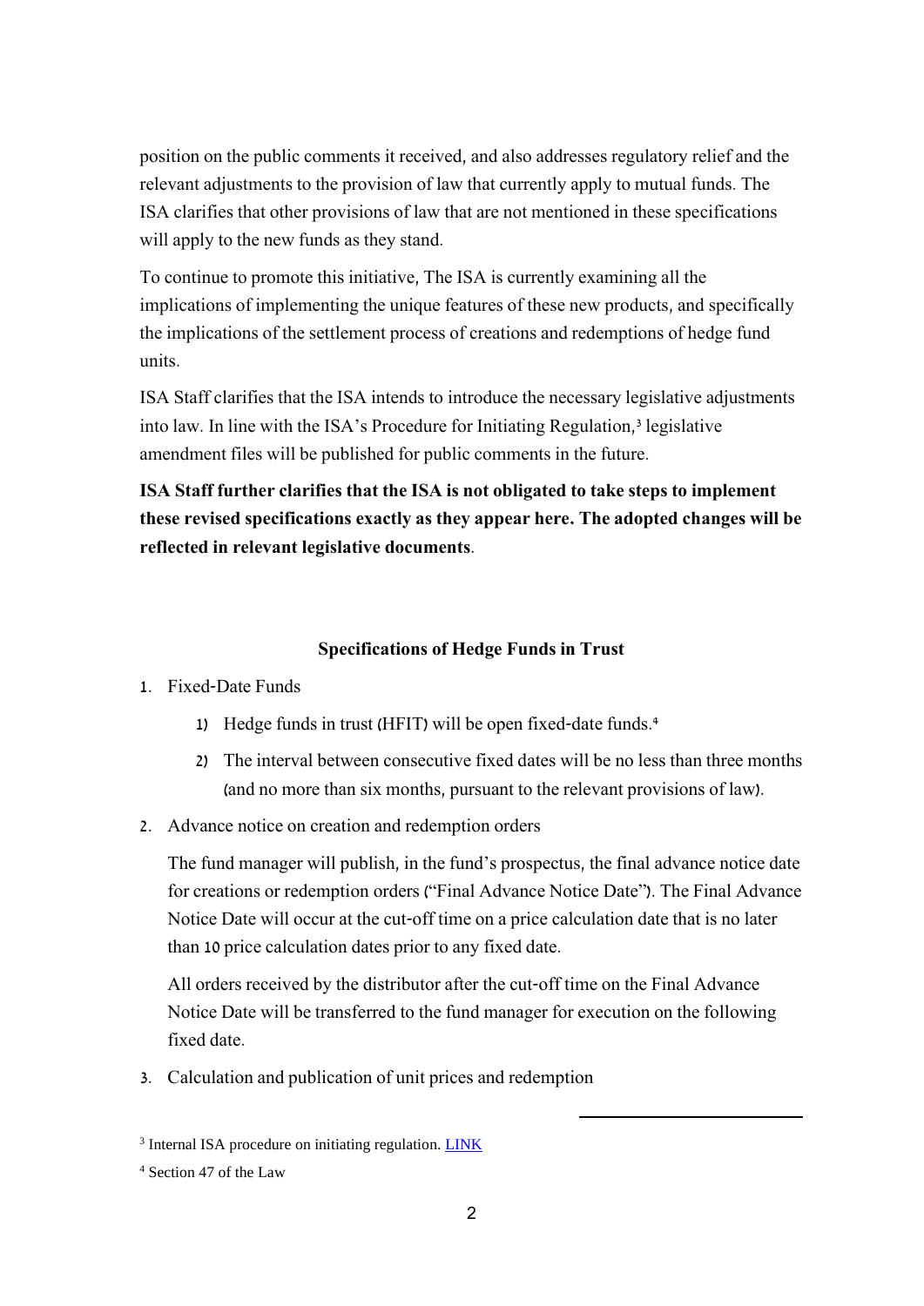position on the public comments it received, and also addresses regulatory relief and the relevant adjustments to the provision of law that currently apply to mutual funds. The ISA clarifies that other provisions of law that are not mentioned in these specifications will apply to the new funds as they stand.

To continue to promote this initiative, The ISA is currently examining all the implications of implementing the unique features of these new products, and specifically the implications of the settlement process of creations and redemptions of hedge fund units.

ISA Staff clarifies that the ISA intends to introduce the necessary legislative adjustments into law. In line with the ISA's Procedure for Initiating Regulation,[3] legislative amendment files will be published for public comments in the future.

**ISA Staff further clarifies that the ISA is not obligated to take steps to implement these revised specifications exactly as they appear here. The adopted changes will be reflected in relevant legislative documents**.

**Specifications of Hedge Funds in Trust**

1. Fixed-Date Funds

    1) Hedge funds in trust (HFIT) will be open fixed-date funds.[4]

    2) The interval between consecutive fixed dates will be no less than three months (and no more than six months, pursuant to the relevant provisions of law).

2. Advance notice on creation and redemption orders

    The fund manager will publish, in the fund's prospectus, the final advance notice date for creations or redemption orders ("Final Advance Notice Date"). The Final Advance Notice Date will occur at the cut-off time on a price calculation date that is no later than 10 price calculation dates prior to any fixed date.

    All orders received by the distributor after the cut-off time on the Final Advance Notice Date will be transferred to the fund manager for execution on the following fixed date.

3. Calculation and publication of unit prices and redemption

---

[3] Internal ISA procedure on initiating regulation. LINK

[4] Section 47 of the Law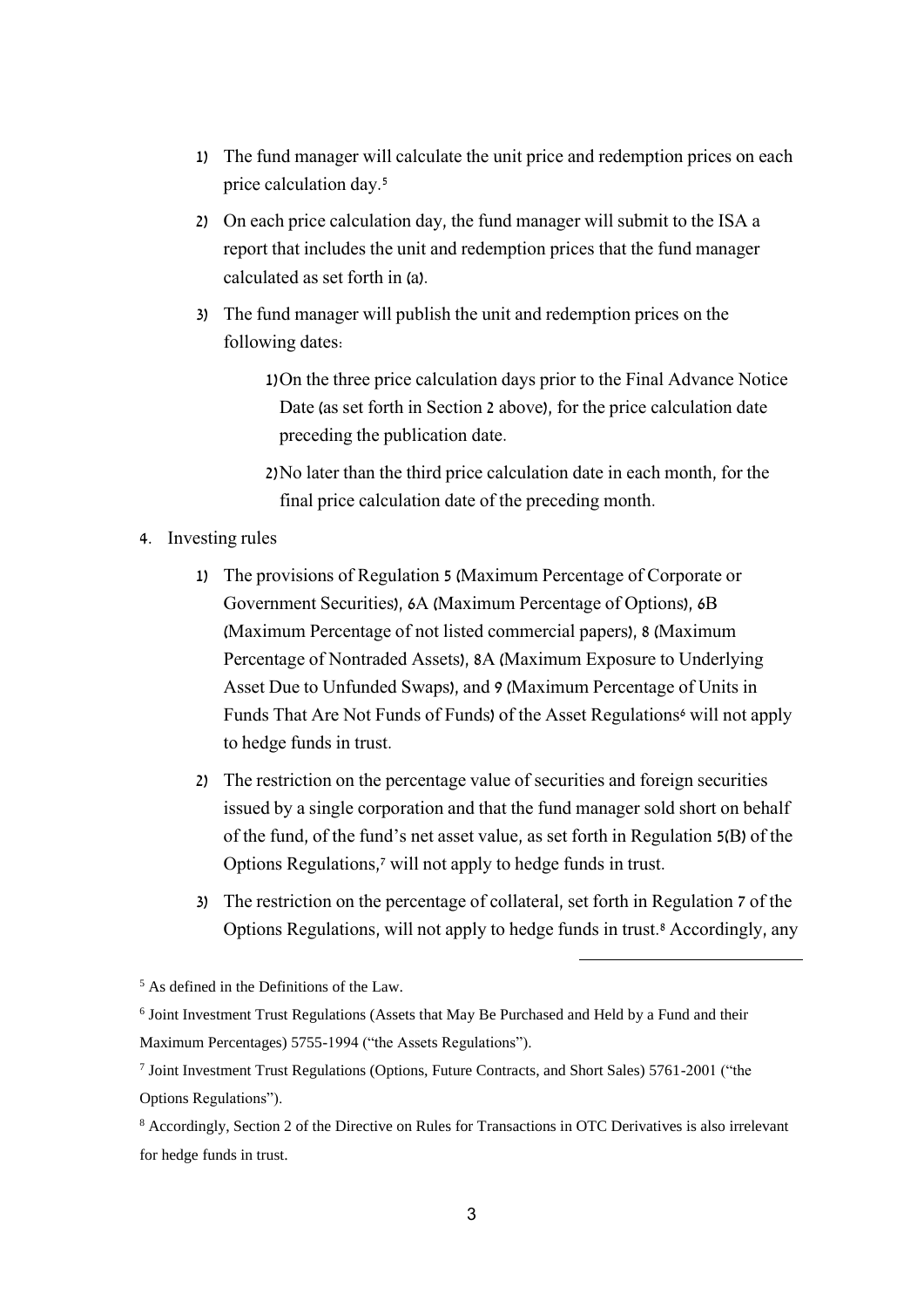1) The fund manager will calculate the unit price and redemption prices on each price calculation day.[5]

2) On each price calculation day, the fund manager will submit to the ISA a report that includes the unit and redemption prices that the fund manager calculated as set forth in (a).

3) The fund manager will publish the unit and redemption prices on the following dates:

    1) On the three price calculation days prior to the Final Advance Notice Date (as set forth in Section 2 above), for the price calculation date preceding the publication date.

    2) No later than the third price calculation date in each month, for the final price calculation date of the preceding month.

4. Investing rules

    1) The provisions of Regulation 5 (Maximum Percentage of Corporate or Government Securities), 6A (Maximum Percentage of Options), 6B (Maximum Percentage of not listed commercial papers), 8 (Maximum Percentage of Nontraded Assets), 8A (Maximum Exposure to Underlying Asset Due to Unfunded Swaps), and 9 (Maximum Percentage of Units in Funds That Are Not Funds of Funds) of the Asset Regulations[6] will not apply to hedge funds in trust.

    2) The restriction on the percentage value of securities and foreign securities issued by a single corporation and that the fund manager sold short on behalf of the fund, of the fund's net asset value, as set forth in Regulation 5(B) of the Options Regulations,[7] will not apply to hedge funds in trust.

    3) The restriction on the percentage of collateral, set forth in Regulation 7 of the Options Regulations, will not apply to hedge funds in trust.[8] Accordingly, any

---

[5] As defined in the Definitions of the Law.

[6] Joint Investment Trust Regulations (Assets that May Be Purchased and Held by a Fund and their Maximum Percentages) 5755-1994 ("the Assets Regulations").

[7] Joint Investment Trust Regulations (Options, Future Contracts, and Short Sales) 5761-2001 ("the Options Regulations").

[8] Accordingly, Section 2 of the Directive on Rules for Transactions in OTC Derivatives is also irrelevant for hedge funds in trust.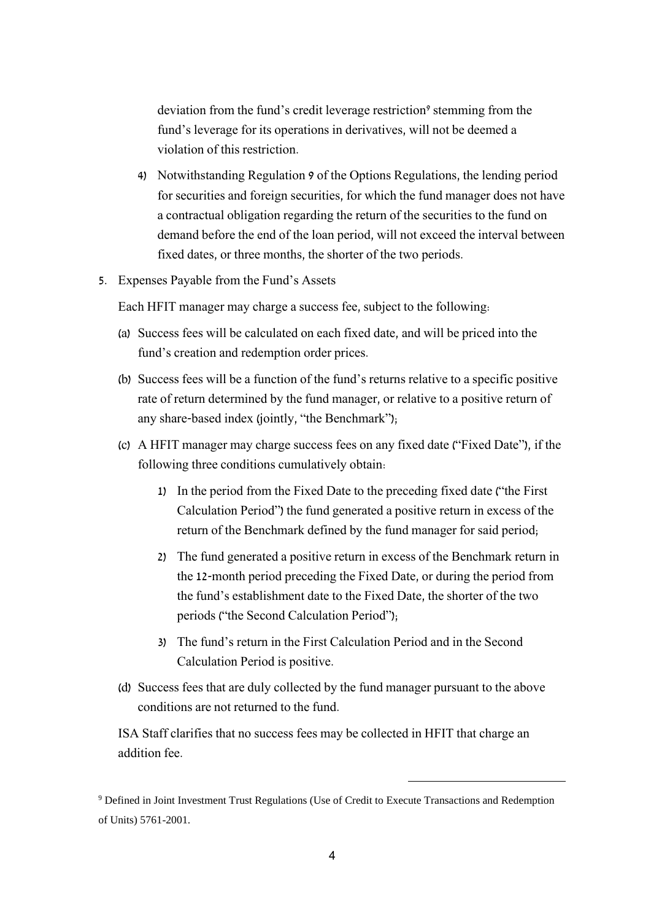deviation from the fund's credit leverage restriction[9] stemming from the fund's leverage for its operations in derivatives, will not be deemed a violation of this restriction.

4) Notwithstanding Regulation 9 of the Options Regulations, the lending period for securities and foreign securities, for which the fund manager does not have a contractual obligation regarding the return of the securities to the fund on demand before the end of the loan period, will not exceed the interval between fixed dates, or three months, the shorter of the two periods.

5. Expenses Payable from the Fund's Assets

Each HFIT manager may charge a success fee, subject to the following:

(a) Success fees will be calculated on each fixed date, and will be priced into the fund's creation and redemption order prices.

(b) Success fees will be a function of the fund's returns relative to a specific positive rate of return determined by the fund manager, or relative to a positive return of any share-based index (jointly, "the Benchmark");

(c) A HFIT manager may charge success fees on any fixed date ("Fixed Date"), if the following three conditions cumulatively obtain:

1) In the period from the Fixed Date to the preceding fixed date ("the First Calculation Period") the fund generated a positive return in excess of the return of the Benchmark defined by the fund manager for said period;

2) The fund generated a positive return in excess of the Benchmark return in the 12-month period preceding the Fixed Date, or during the period from the fund's establishment date to the Fixed Date, the shorter of the two periods ("the Second Calculation Period");

3) The fund's return in the First Calculation Period and in the Second Calculation Period is positive.

(d) Success fees that are duly collected by the fund manager pursuant to the above conditions are not returned to the fund.

ISA Staff clarifies that no success fees may be collected in HFIT that charge an addition fee.

[9] Defined in Joint Investment Trust Regulations (Use of Credit to Execute Transactions and Redemption of Units) 5761-2001.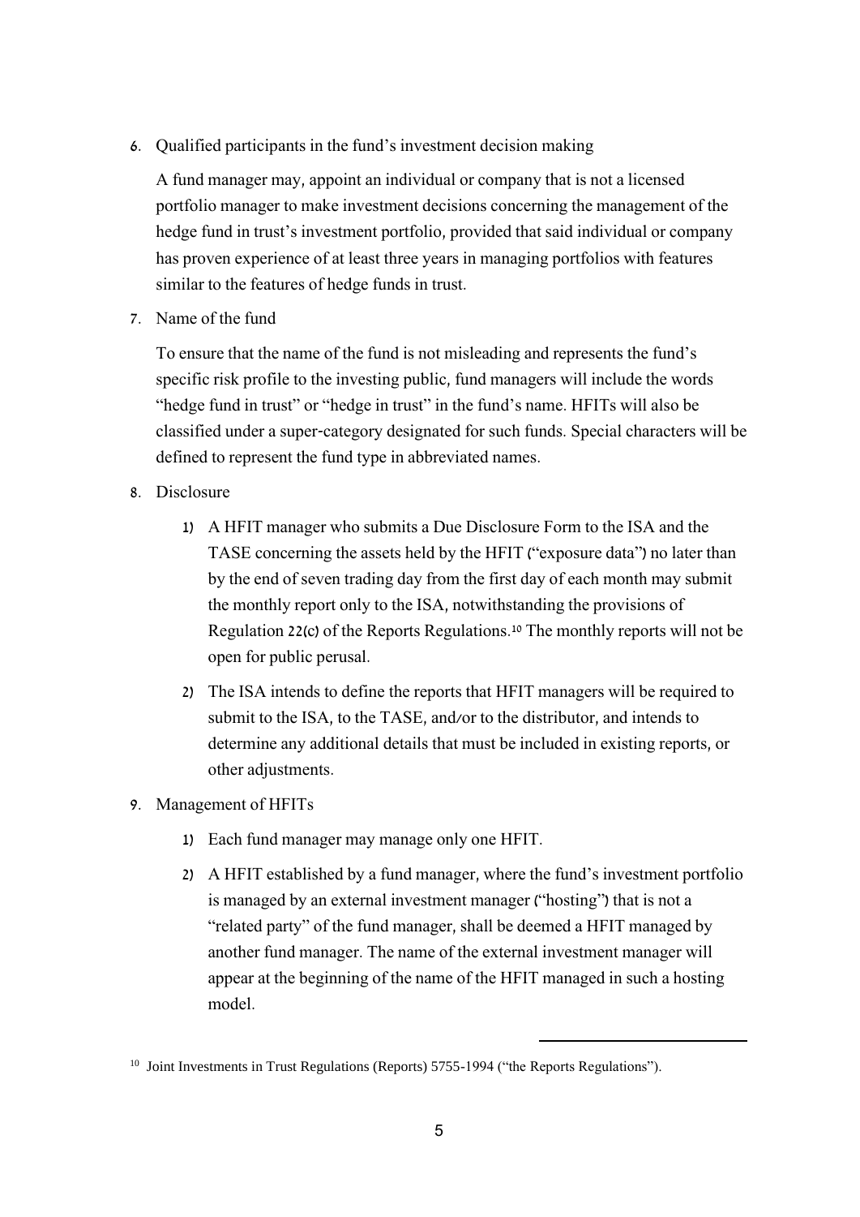6. Qualified participants in the fund's investment decision making

   A fund manager may, appoint an individual or company that is not a licensed portfolio manager to make investment decisions concerning the management of the hedge fund in trust's investment portfolio, provided that said individual or company has proven experience of at least three years in managing portfolios with features similar to the features of hedge funds in trust.

7. Name of the fund

   To ensure that the name of the fund is not misleading and represents the fund's specific risk profile to the investing public, fund managers will include the words "hedge fund in trust" or "hedge in trust" in the fund's name. HFITs will also be classified under a super-category designated for such funds. Special characters will be defined to represent the fund type in abbreviated names.

8. Disclosure

   1) A HFIT manager who submits a Due Disclosure Form to the ISA and the TASE concerning the assets held by the HFIT ("exposure data") no later than by the end of seven trading day from the first day of each month may submit the monthly report only to the ISA, notwithstanding the provisions of Regulation 22(c) of the Reports Regulations.[10] The monthly reports will not be open for public perusal.

   2) The ISA intends to define the reports that HFIT managers will be required to submit to the ISA, to the TASE, and/or to the distributor, and intends to determine any additional details that must be included in existing reports, or other adjustments.

9. Management of HFITs

   1) Each fund manager may manage only one HFIT.

   2) A HFIT established by a fund manager, where the fund's investment portfolio is managed by an external investment manager ("hosting") that is not a "related party" of the fund manager, shall be deemed a HFIT managed by another fund manager. The name of the external investment manager will appear at the beginning of the name of the HFIT managed in such a hosting model.

[10] Joint Investments in Trust Regulations (Reports) 5755-1994 ("the Reports Regulations").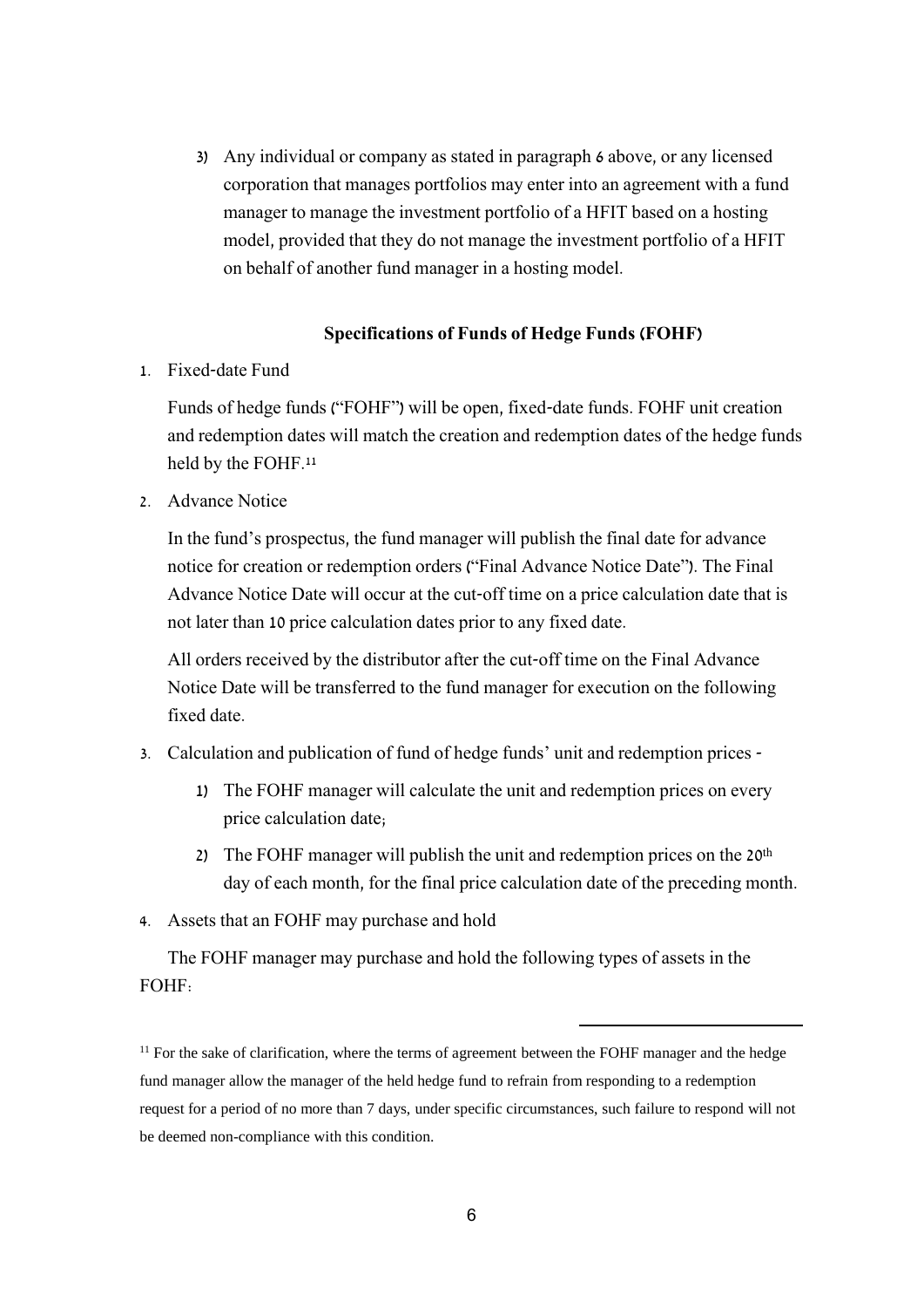3) Any individual or company as stated in paragraph 6 above, or any licensed corporation that manages portfolios may enter into an agreement with a fund manager to manage the investment portfolio of a HFIT based on a hosting model, provided that they do not manage the investment portfolio of a HFIT on behalf of another fund manager in a hosting model.

### Specifications of Funds of Hedge Funds (FOHF)

1. Fixed-date Fund

   Funds of hedge funds ("FOHF") will be open, fixed-date funds. FOHF unit creation and redemption dates will match the creation and redemption dates of the hedge funds held by the FOHF.[11]

2. Advance Notice

   In the fund's prospectus, the fund manager will publish the final date for advance notice for creation or redemption orders ("Final Advance Notice Date"). The Final Advance Notice Date will occur at the cut-off time on a price calculation date that is not later than 10 price calculation dates prior to any fixed date.

   All orders received by the distributor after the cut-off time on the Final Advance Notice Date will be transferred to the fund manager for execution on the following fixed date.

3. Calculation and publication of fund of hedge funds' unit and redemption prices -

   1) The FOHF manager will calculate the unit and redemption prices on every price calculation date;

   2) The FOHF manager will publish the unit and redemption prices on the 20th day of each month, for the final price calculation date of the preceding month.

4. Assets that an FOHF may purchase and hold

   The FOHF manager may purchase and hold the following types of assets in the FOHF:

---

[11] For the sake of clarification, where the terms of agreement between the FOHF manager and the hedge fund manager allow the manager of the held hedge fund to refrain from responding to a redemption request for a period of no more than 7 days, under specific circumstances, such failure to respond will not be deemed non-compliance with this condition.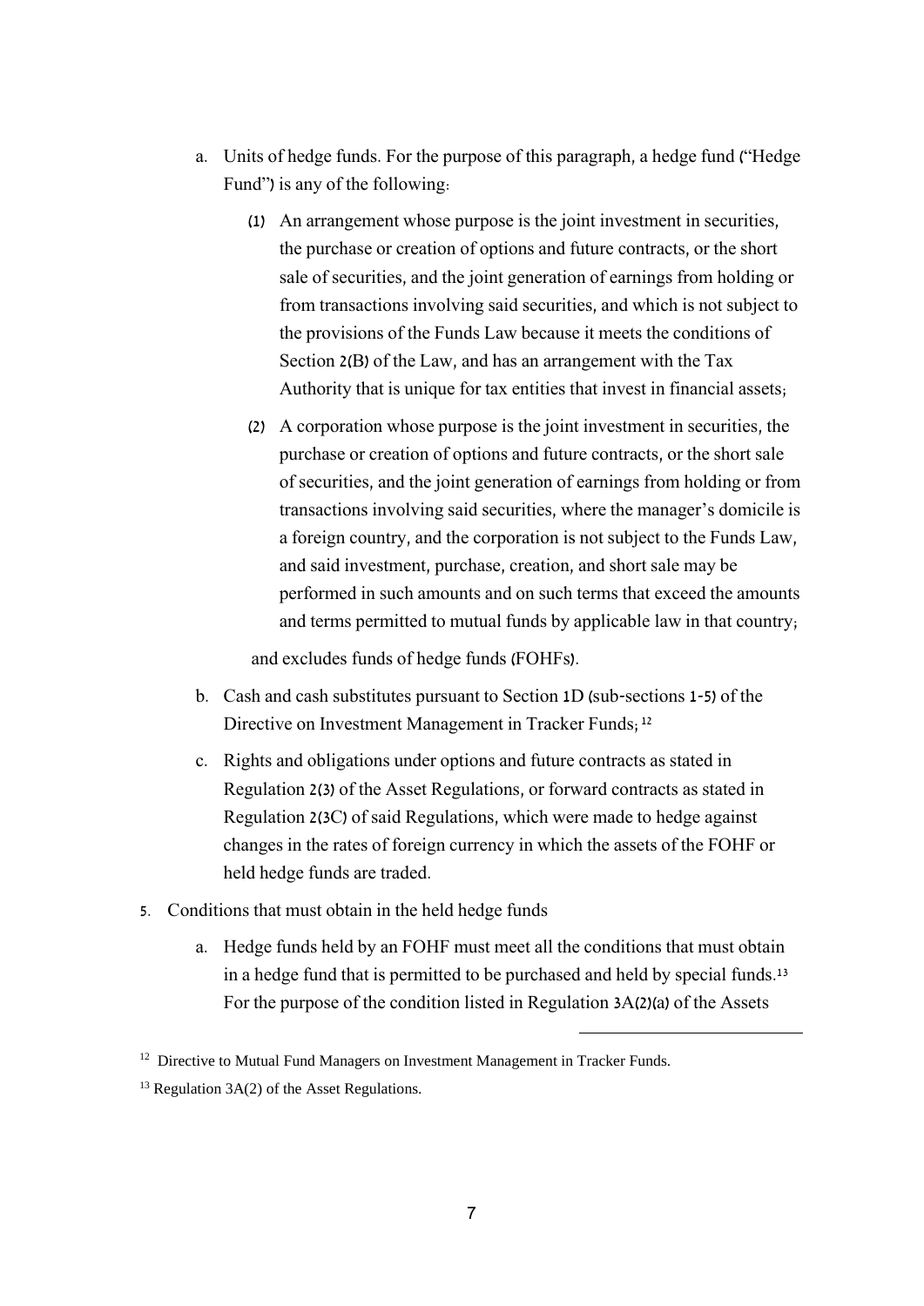a. Units of hedge funds. For the purpose of this paragraph, a hedge fund ("Hedge Fund") is any of the following:

   (1) An arrangement whose purpose is the joint investment in securities, the purchase or creation of options and future contracts, or the short sale of securities, and the joint generation of earnings from holding or from transactions involving said securities, and which is not subject to the provisions of the Funds Law because it meets the conditions of Section 2(B) of the Law, and has an arrangement with the Tax Authority that is unique for tax entities that invest in financial assets;

   (2) A corporation whose purpose is the joint investment in securities, the purchase or creation of options and future contracts, or the short sale of securities, and the joint generation of earnings from holding or from transactions involving said securities, where the manager's domicile is a foreign country, and the corporation is not subject to the Funds Law, and said investment, purchase, creation, and short sale may be performed in such amounts and on such terms that exceed the amounts and terms permitted to mutual funds by applicable law in that country;

   and excludes funds of hedge funds (FOHFs).

b. Cash and cash substitutes pursuant to Section 1D (sub-sections 1-5) of the Directive on Investment Management in Tracker Funds;[12]

c. Rights and obligations under options and future contracts as stated in Regulation 2(3) of the Asset Regulations, or forward contracts as stated in Regulation 2(3C) of said Regulations, which were made to hedge against changes in the rates of foreign currency in which the assets of the FOHF or held hedge funds are traded.

5. Conditions that must obtain in the held hedge funds

   a. Hedge funds held by an FOHF must meet all the conditions that must obtain in a hedge fund that is permitted to be purchased and held by special funds.[13] For the purpose of the condition listed in Regulation 3A(2)(a) of the Assets

---

[12] Directive to Mutual Fund Managers on Investment Management in Tracker Funds.

[13] Regulation 3A(2) of the Asset Regulations.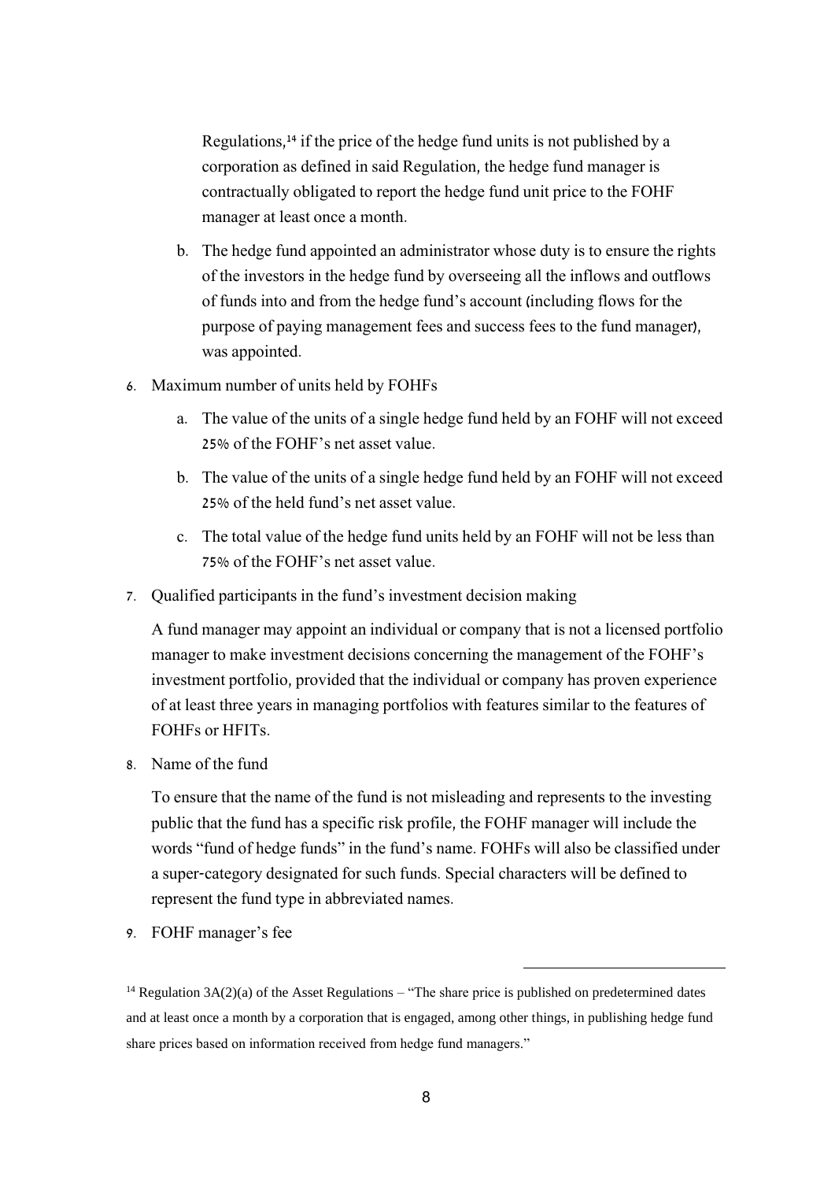Regulations,[14] if the price of the hedge fund units is not published by a corporation as defined in said Regulation, the hedge fund manager is contractually obligated to report the hedge fund unit price to the FOHF manager at least once a month.

b. The hedge fund appointed an administrator whose duty is to ensure the rights of the investors in the hedge fund by overseeing all the inflows and outflows of funds into and from the hedge fund's account (including flows for the purpose of paying management fees and success fees to the fund manager), was appointed.

6. Maximum number of units held by FOHFs

   a. The value of the units of a single hedge fund held by an FOHF will not exceed 25% of the FOHF's net asset value.

   b. The value of the units of a single hedge fund held by an FOHF will not exceed 25% of the held fund's net asset value.

   c. The total value of the hedge fund units held by an FOHF will not be less than 75% of the FOHF's net asset value.

7. Qualified participants in the fund's investment decision making

   A fund manager may appoint an individual or company that is not a licensed portfolio manager to make investment decisions concerning the management of the FOHF's investment portfolio, provided that the individual or company has proven experience of at least three years in managing portfolios with features similar to the features of FOHFs or HFITs.

8. Name of the fund

   To ensure that the name of the fund is not misleading and represents to the investing public that the fund has a specific risk profile, the FOHF manager will include the words "fund of hedge funds" in the fund's name. FOHFs will also be classified under a super-category designated for such funds. Special characters will be defined to represent the fund type in abbreviated names.

9. FOHF manager's fee

---

[14] Regulation 3A(2)(a) of the Asset Regulations – "The share price is published on predetermined dates and at least once a month by a corporation that is engaged, among other things, in publishing hedge fund share prices based on information received from hedge fund managers."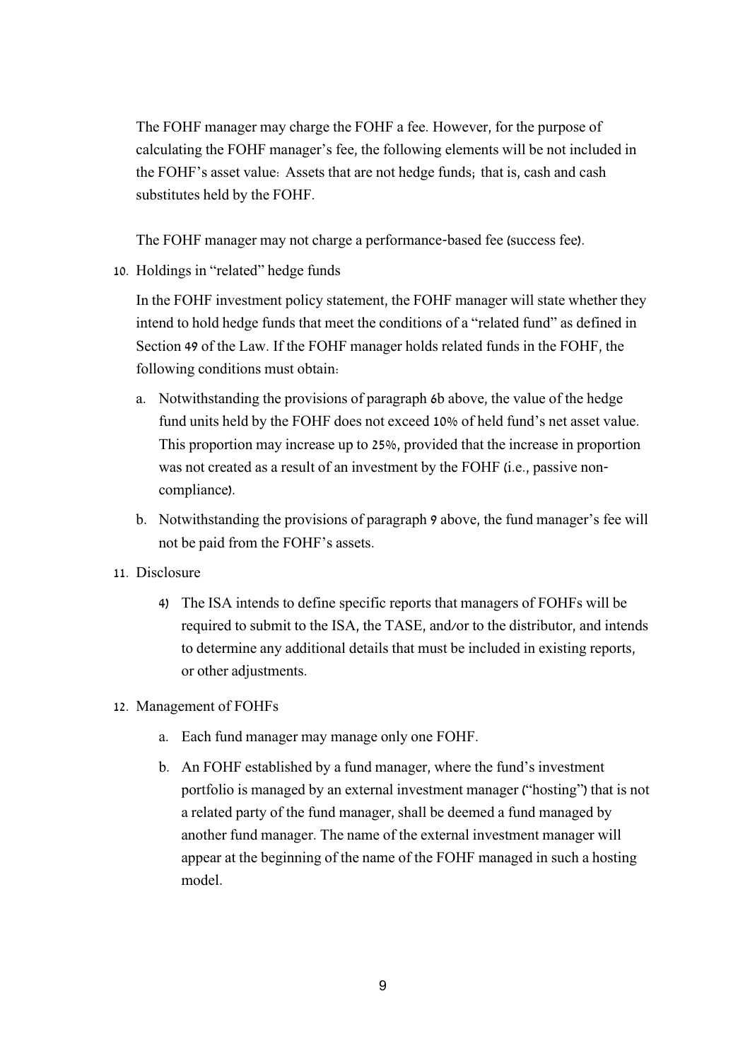The FOHF manager may charge the FOHF a fee. However, for the purpose of calculating the FOHF manager's fee, the following elements will be not included in the FOHF's asset value: Assets that are not hedge funds; that is, cash and cash substitutes held by the FOHF.

The FOHF manager may not charge a performance-based fee (success fee).

10. Holdings in "related" hedge funds

    In the FOHF investment policy statement, the FOHF manager will state whether they intend to hold hedge funds that meet the conditions of a "related fund" as defined in Section 49 of the Law. If the FOHF manager holds related funds in the FOHF, the following conditions must obtain:

    a. Notwithstanding the provisions of paragraph 6b above, the value of the hedge fund units held by the FOHF does not exceed 10% of held fund's net asset value. This proportion may increase up to 25%, provided that the increase in proportion was not created as a result of an investment by the FOHF (i.e., passive non-compliance).

    b. Notwithstanding the provisions of paragraph 9 above, the fund manager's fee will not be paid from the FOHF's assets.

11. Disclosure

    4) The ISA intends to define specific reports that managers of FOHFs will be required to submit to the ISA, the TASE, and/or to the distributor, and intends to determine any additional details that must be included in existing reports, or other adjustments.

12. Management of FOHFs

    a. Each fund manager may manage only one FOHF.

    b. An FOHF established by a fund manager, where the fund's investment portfolio is managed by an external investment manager ("hosting") that is not a related party of the fund manager, shall be deemed a fund managed by another fund manager. The name of the external investment manager will appear at the beginning of the name of the FOHF managed in such a hosting model.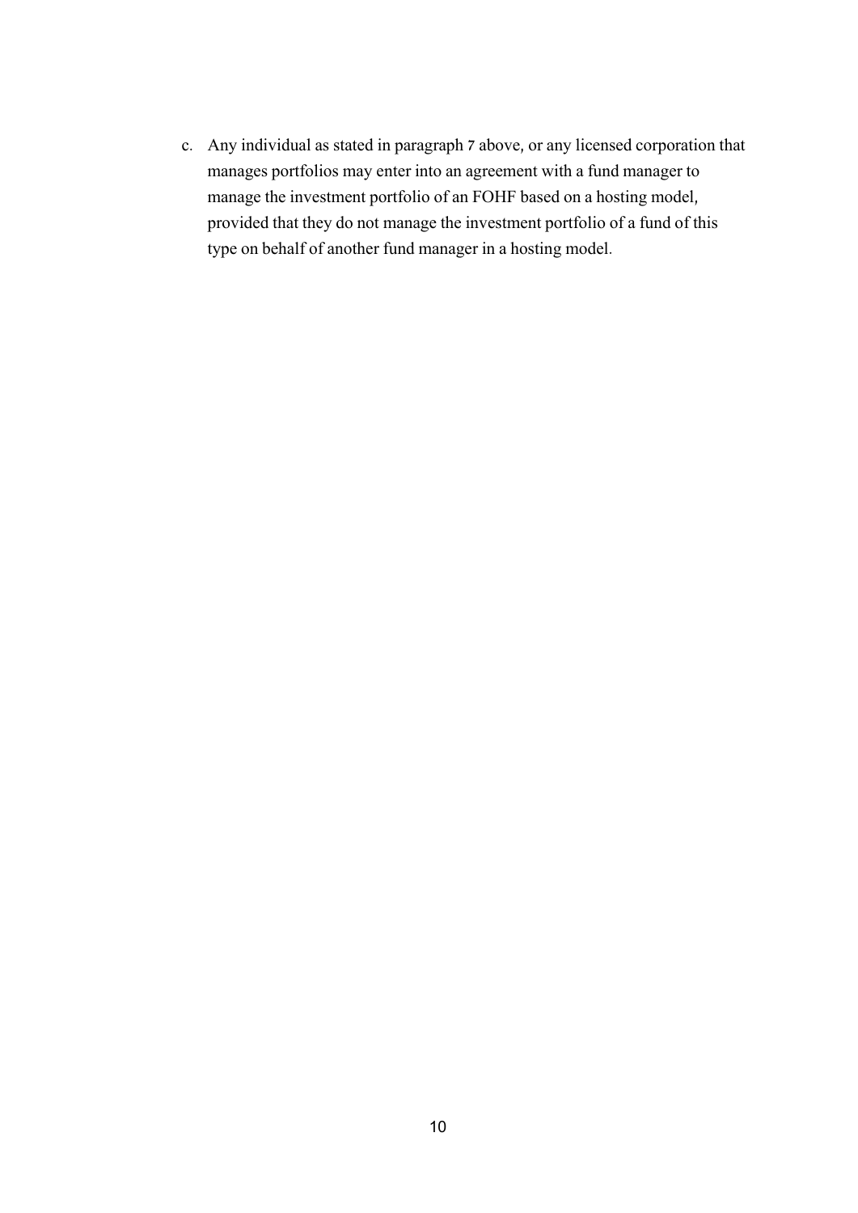c. Any individual as stated in paragraph 7 above, or any licensed corporation that manages portfolios may enter into an agreement with a fund manager to manage the investment portfolio of an FOHF based on a hosting model, provided that they do not manage the investment portfolio of a fund of this type on behalf of another fund manager in a hosting model.